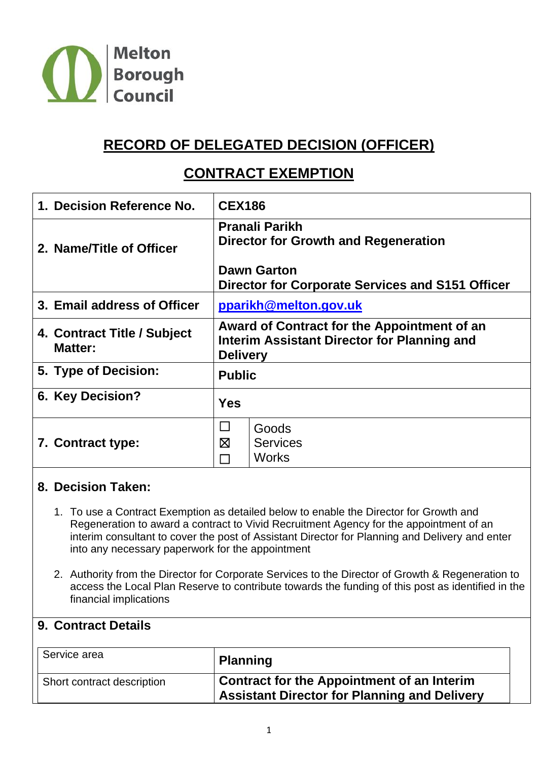Melton Borough Council

# RECORD OF DELEGATED DECISION (OFFICER)

## CONTRACT EXEMPTION

| | |
|---|---|
| **1. Decision Reference No.** | **CEX186** |
| **2. Name/Title of Officer** | **Pranali Parikh**<br>**Director for Growth and Regeneration**<br><br>**Dawn Garton**<br>**Director for Corporate Services and S151 Officer** |
| **3. Email address of Officer** | **pparikh@melton.gov.uk** |
| **4. Contract Title / Subject Matter:** | **Award of Contract for the Appointment of an Interim Assistant Director for Planning and Delivery** |
| **5. Type of Decision:** | **Public** |
| **6. Key Decision?** | **Yes** |
| **7. Contract type:** | ☐ Goods<br>☒ Services<br>☐ Works |

### 8. Decision Taken:

1. To use a Contract Exemption as detailed below to enable the Director for Growth and Regeneration to award a contract to Vivid Recruitment Agency for the appointment of an interim consultant to cover the post of Assistant Director for Planning and Delivery and enter into any necessary paperwork for the appointment

2. Authority from the Director for Corporate Services to the Director of Growth & Regeneration to access the Local Plan Reserve to contribute towards the funding of this post as identified in the financial implications

### 9. Contract Details

| | |
|---|---|
| Service area | **Planning** |
| Short contract description | **Contract for the Appointment of an Interim Assistant Director for Planning and Delivery** |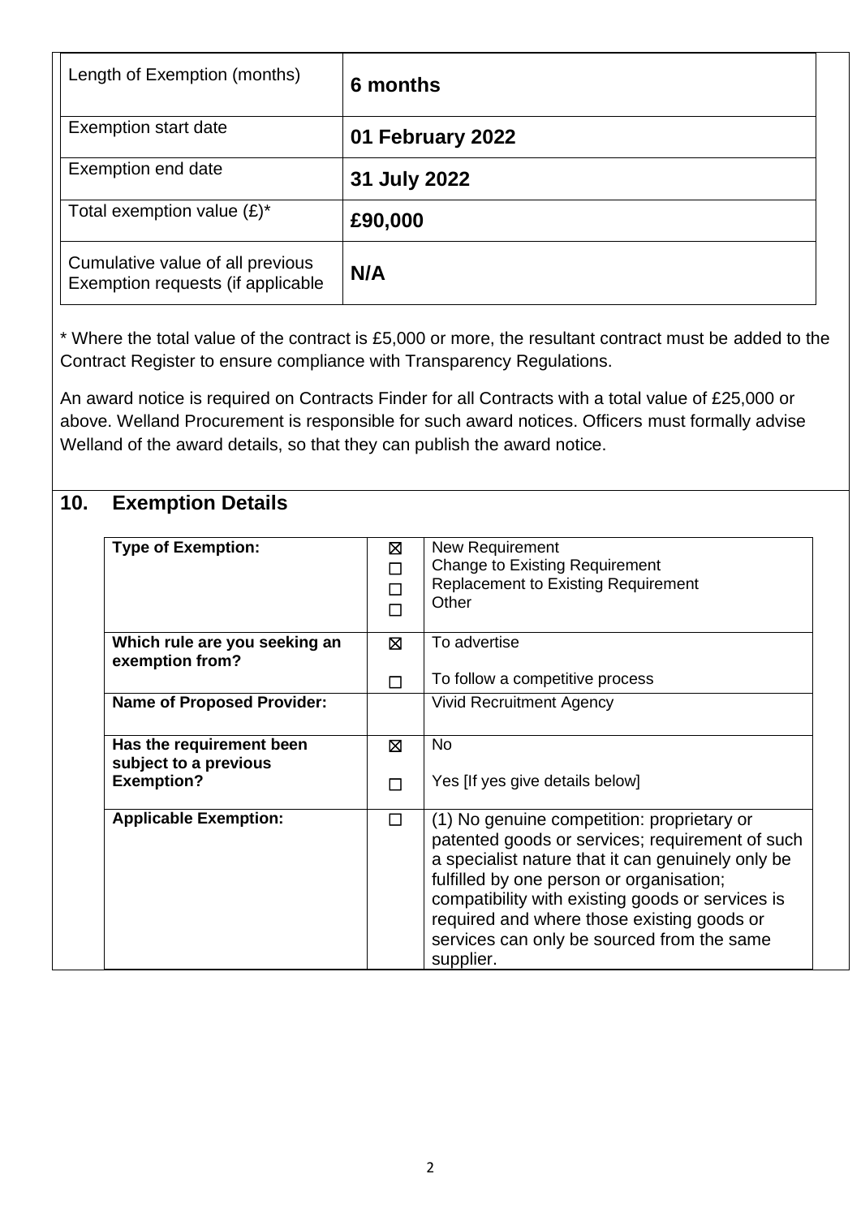| Length of Exemption (months) | **6 months** |
|---|---|
| Exemption start date | **01 February 2022** |
| Exemption end date | **31 July 2022** |
| Total exemption value (£)* | **£90,000** |
| Cumulative value of all previous Exemption requests (if applicable | **N/A** |

* Where the total value of the contract is £5,000 or more, the resultant contract must be added to the Contract Register to ensure compliance with Transparency Regulations.

An award notice is required on Contracts Finder for all Contracts with a total value of £25,000 or above. Welland Procurement is responsible for such award notices. Officers must formally advise Welland of the award details, so that they can publish the award notice.

## 10. Exemption Details

| **Type of Exemption:** | ☒<br>☐<br>☐<br>☐ | New Requirement<br>Change to Existing Requirement<br>Replacement to Existing Requirement<br>Other |
|---|---|---|
| **Which rule are you seeking an exemption from?** | ☒<br>☐ | To advertise<br>To follow a competitive process |
| **Name of Proposed Provider:** | | Vivid Recruitment Agency |
| **Has the requirement been subject to a previous Exemption?** | ☒<br>☐ | No<br>Yes [If yes give details below] |
| **Applicable Exemption:** | ☐ | (1) No genuine competition: proprietary or patented goods or services; requirement of such a specialist nature that it can genuinely only be fulfilled by one person or organisation; compatibility with existing goods or services is required and where those existing goods or services can only be sourced from the same supplier. |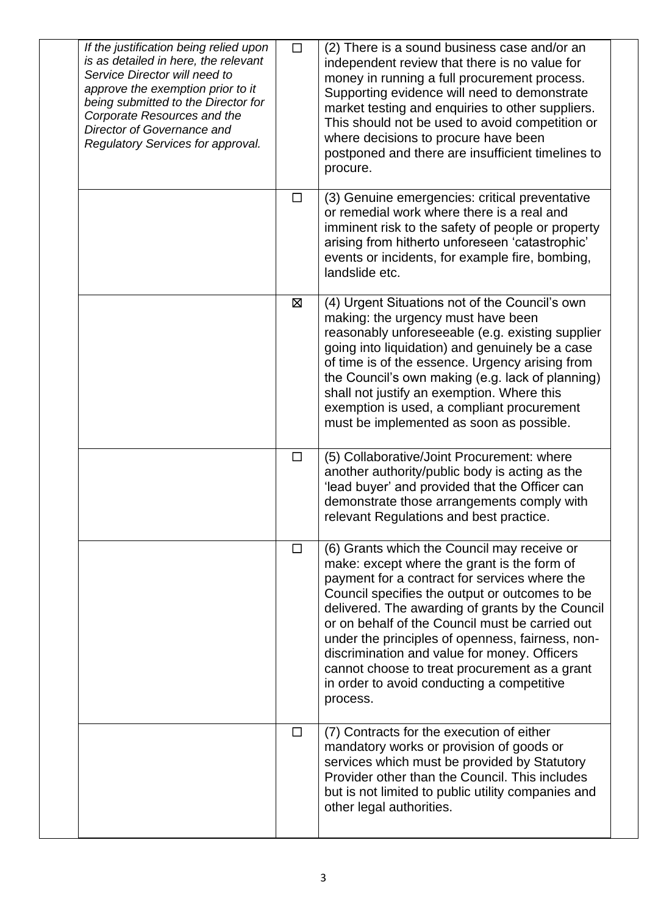| | | | |
|---|---|---|---|
| | *If the justification being relied upon is as detailed in here, the relevant Service Director will need to approve the exemption prior to it being submitted to the Director for Corporate Resources and the Director of Governance and Regulatory Services for approval.* | ☐ | (2) There is a sound business case and/or an independent review that there is no value for money in running a full procurement process. Supporting evidence will need to demonstrate market testing and enquiries to other suppliers. This should not be used to avoid competition or where decisions to procure have been postponed and there are insufficient timelines to procure. |
| | | ☐ | (3) Genuine emergencies: critical preventative or remedial work where there is a real and imminent risk to the safety of people or property arising from hitherto unforeseen 'catastrophic' events or incidents, for example fire, bombing, landslide etc. |
| | | ☒ | (4) Urgent Situations not of the Council's own making: the urgency must have been reasonably unforeseeable (e.g. existing supplier going into liquidation) and genuinely be a case of time is of the essence. Urgency arising from the Council's own making (e.g. lack of planning) shall not justify an exemption. Where this exemption is used, a compliant procurement must be implemented as soon as possible. |
| | | ☐ | (5) Collaborative/Joint Procurement: where another authority/public body is acting as the 'lead buyer' and provided that the Officer can demonstrate those arrangements comply with relevant Regulations and best practice. |
| | | ☐ | (6) Grants which the Council may receive or make: except where the grant is the form of payment for a contract for services where the Council specifies the output or outcomes to be delivered. The awarding of grants by the Council or on behalf of the Council must be carried out under the principles of openness, fairness, non-discrimination and value for money. Officers cannot choose to treat procurement as a grant in order to avoid conducting a competitive process. |
| | | ☐ | (7) Contracts for the execution of either mandatory works or provision of goods or services which must be provided by Statutory Provider other than the Council. This includes but is not limited to public utility companies and other legal authorities. |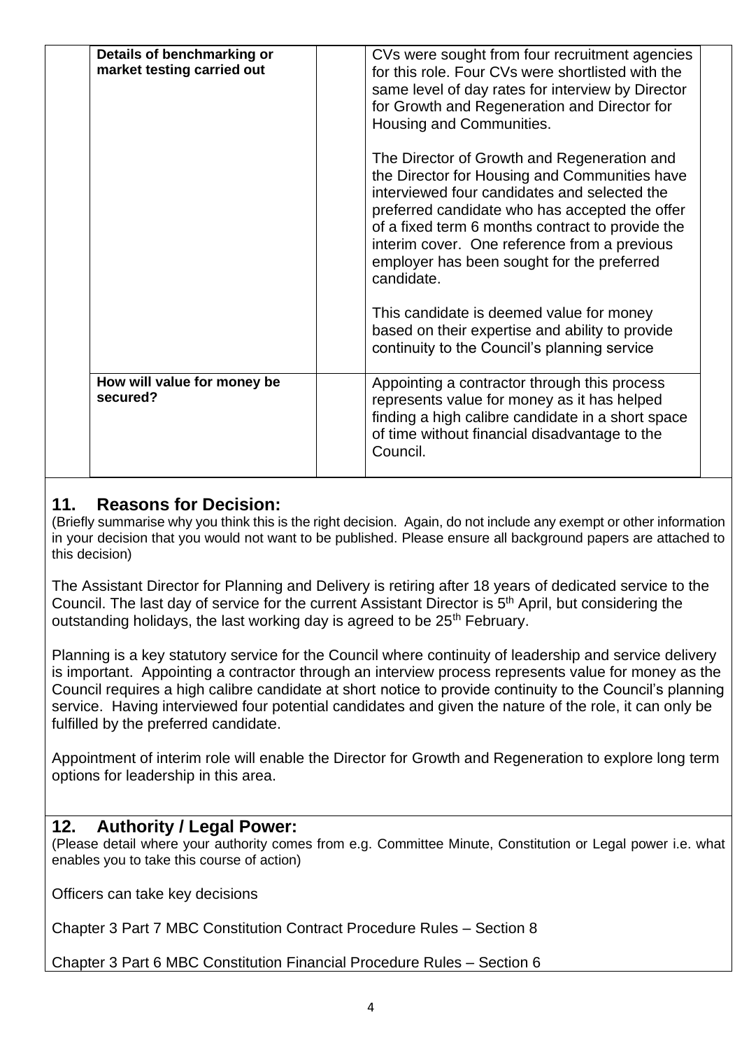| | | |
|---|---|---|
| **Details of benchmarking or market testing carried out** | | CVs were sought from four recruitment agencies for this role. Four CVs were shortlisted with the same level of day rates for interview by Director for Growth and Regeneration and Director for Housing and Communities.<br><br>The Director of Growth and Regeneration and the Director for Housing and Communities have interviewed four candidates and selected the preferred candidate who has accepted the offer of a fixed term 6 months contract to provide the interim cover. One reference from a previous employer has been sought for the preferred candidate.<br><br>This candidate is deemed value for money based on their expertise and ability to provide continuity to the Council's planning service |
| **How will value for money be secured?** | | Appointing a contractor through this process represents value for money as it has helped finding a high calibre candidate in a short space of time without financial disadvantage to the Council. |

## 11. Reasons for Decision:

(Briefly summarise why you think this is the right decision. Again, do not include any exempt or other information in your decision that you would not want to be published. Please ensure all background papers are attached to this decision)

The Assistant Director for Planning and Delivery is retiring after 18 years of dedicated service to the Council. The last day of service for the current Assistant Director is 5th April, but considering the outstanding holidays, the last working day is agreed to be 25th February.

Planning is a key statutory service for the Council where continuity of leadership and service delivery is important. Appointing a contractor through an interview process represents value for money as the Council requires a high calibre candidate at short notice to provide continuity to the Council's planning service. Having interviewed four potential candidates and given the nature of the role, it can only be fulfilled by the preferred candidate.

Appointment of interim role will enable the Director for Growth and Regeneration to explore long term options for leadership in this area.

## 12. Authority / Legal Power:

(Please detail where your authority comes from e.g. Committee Minute, Constitution or Legal power i.e. what enables you to take this course of action)

Officers can take key decisions

Chapter 3 Part 7 MBC Constitution Contract Procedure Rules – Section 8

Chapter 3 Part 6 MBC Constitution Financial Procedure Rules – Section 6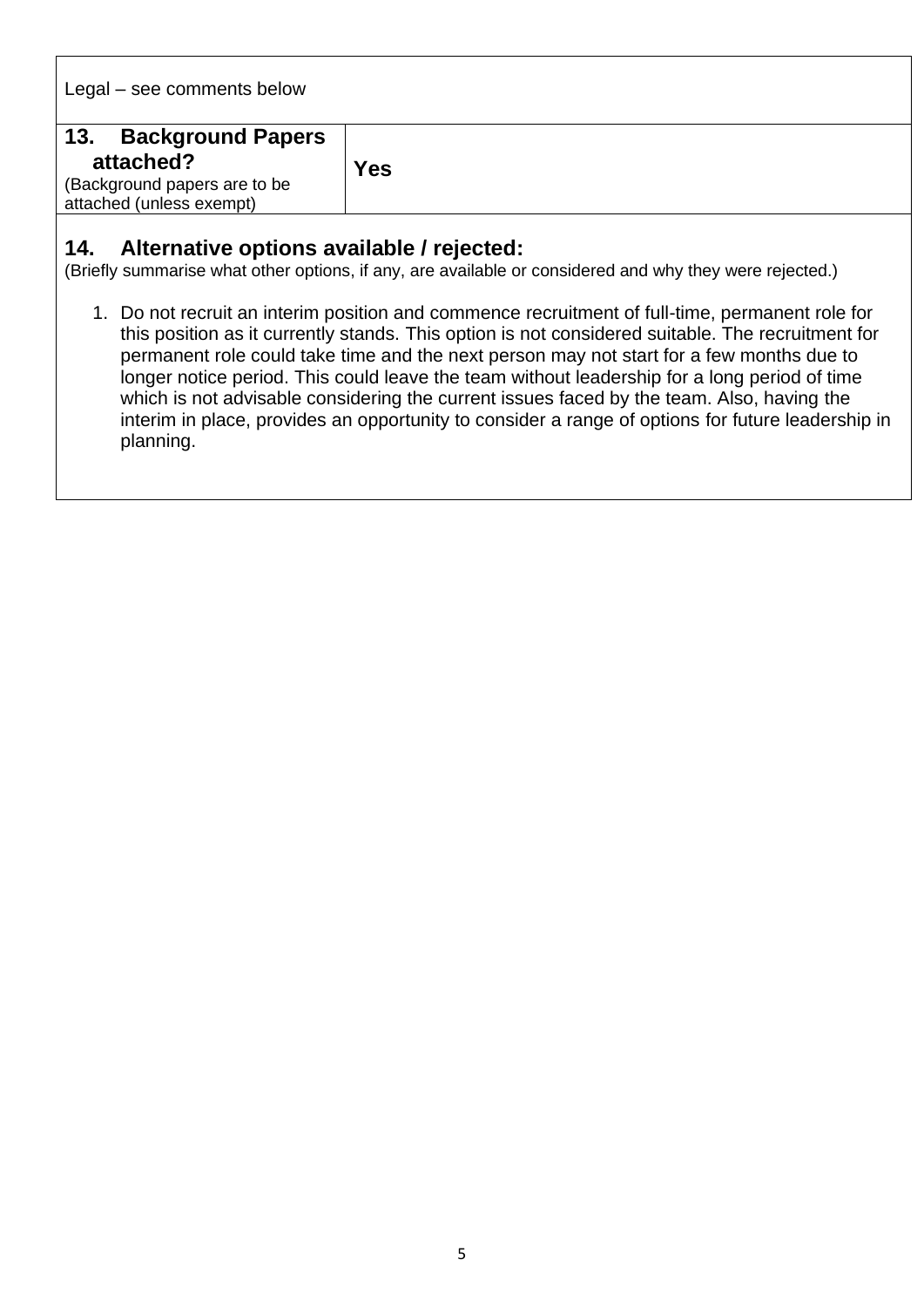Legal – see comments below

| **13. Background Papers attached?** (Background papers are to be attached (unless exempt) | **Yes** |
|---|---|

## 14. Alternative options available / rejected:

(Briefly summarise what other options, if any, are available or considered and why they were rejected.)

1. Do not recruit an interim position and commence recruitment of full-time, permanent role for this position as it currently stands. This option is not considered suitable. The recruitment for permanent role could take time and the next person may not start for a few months due to longer notice period. This could leave the team without leadership for a long period of time which is not advisable considering the current issues faced by the team. Also, having the interim in place, provides an opportunity to consider a range of options for future leadership in planning.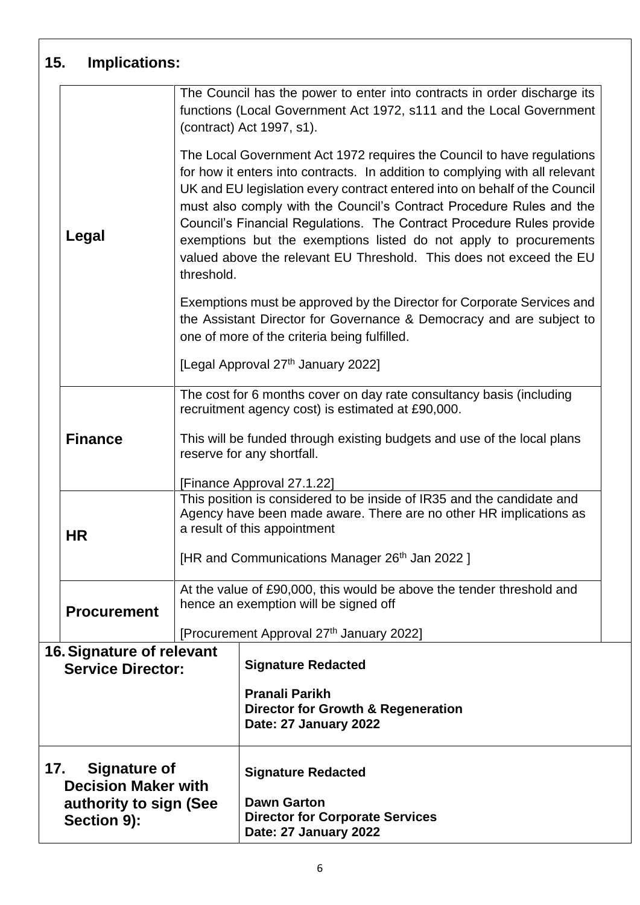## 15. Implications:

| | |
|---|---|
| **Legal** | The Council has the power to enter into contracts in order discharge its functions (Local Government Act 1972, s111 and the Local Government (contract) Act 1997, s1).<br><br>The Local Government Act 1972 requires the Council to have regulations for how it enters into contracts. In addition to complying with all relevant UK and EU legislation every contract entered into on behalf of the Council must also comply with the Council's Contract Procedure Rules and the Council's Financial Regulations. The Contract Procedure Rules provide exemptions but the exemptions listed do not apply to procurements valued above the relevant EU Threshold. This does not exceed the EU threshold.<br><br>Exemptions must be approved by the Director for Corporate Services and the Assistant Director for Governance & Democracy and are subject to one of more of the criteria being fulfilled.<br><br>[Legal Approval 27th January 2022] |
| **Finance** | The cost for 6 months cover on day rate consultancy basis (including recruitment agency cost) is estimated at £90,000.<br><br>This will be funded through existing budgets and use of the local plans reserve for any shortfall.<br><br>[Finance Approval 27.1.22] |
| **HR** | This position is considered to be inside of IR35 and the candidate and Agency have been made aware. There are no other HR implications as a result of this appointment<br><br>[HR and Communications Manager 26th Jan 2022 ] |
| **Procurement** | At the value of £90,000, this would be above the tender threshold and hence an exemption will be signed off<br><br>[Procurement Approval 27th January 2022] |

| | |
|---|---|
| **16. Signature of relevant Service Director:** | **Signature Redacted**<br><br>**Pranali Parikh**<br>**Director for Growth & Regeneration**<br>**Date: 27 January 2022** |
| **17. Signature of Decision Maker with authority to sign (See Section 9):** | **Signature Redacted**<br><br>**Dawn Garton**<br>**Director for Corporate Services**<br>**Date: 27 January 2022** |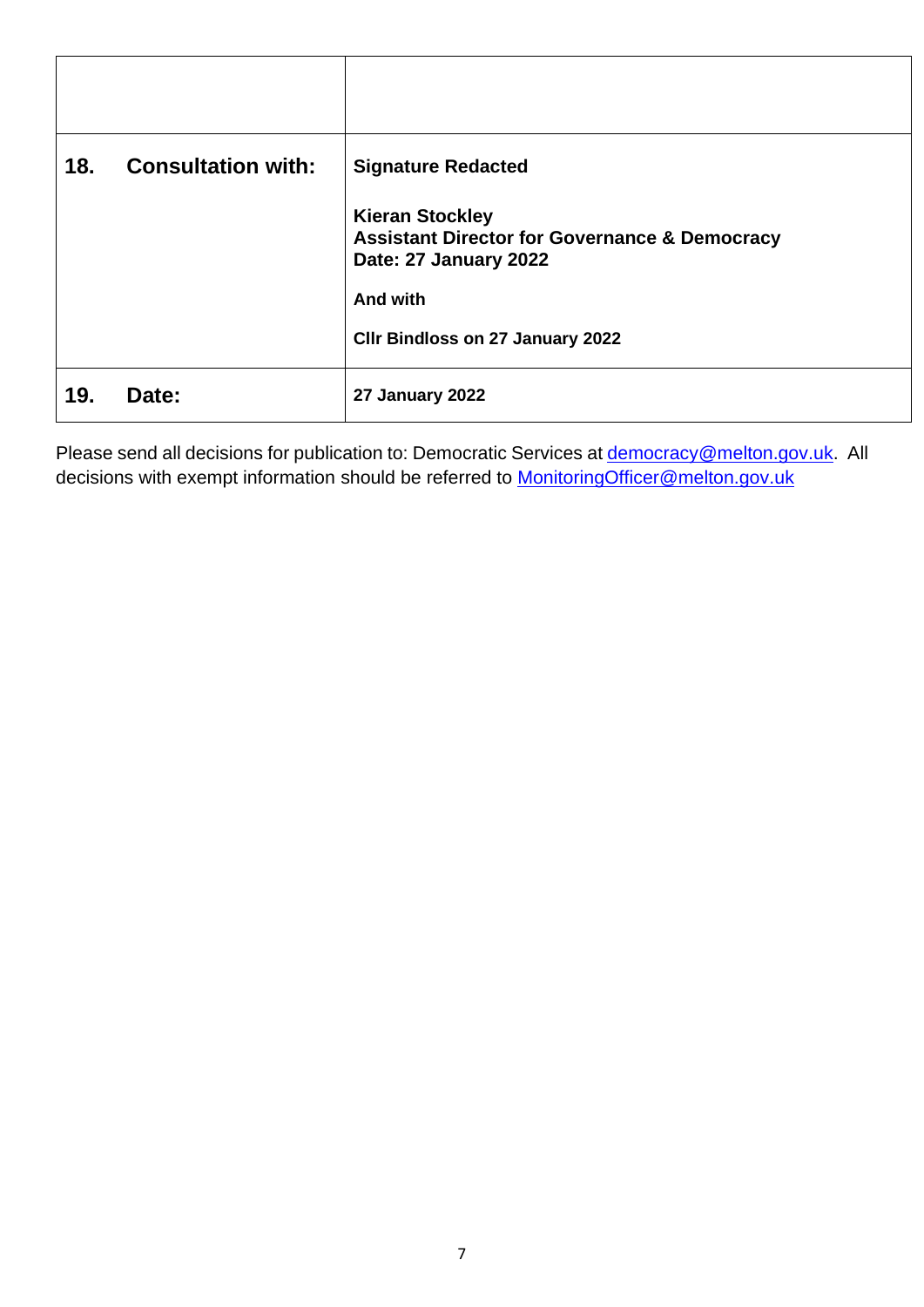| | |
|---|---|
| | |
| **18. Consultation with:** | **Signature Redacted**<br><br>**Kieran Stockley**<br>**Assistant Director for Governance & Democracy**<br>**Date: 27 January 2022**<br><br>**And with**<br><br>**Cllr Bindloss on 27 January 2022** |
| **19. Date:** | **27 January 2022** |

Please send all decisions for publication to: Democratic Services at democracy@melton.gov.uk. All decisions with exempt information should be referred to MonitoringOfficer@melton.gov.uk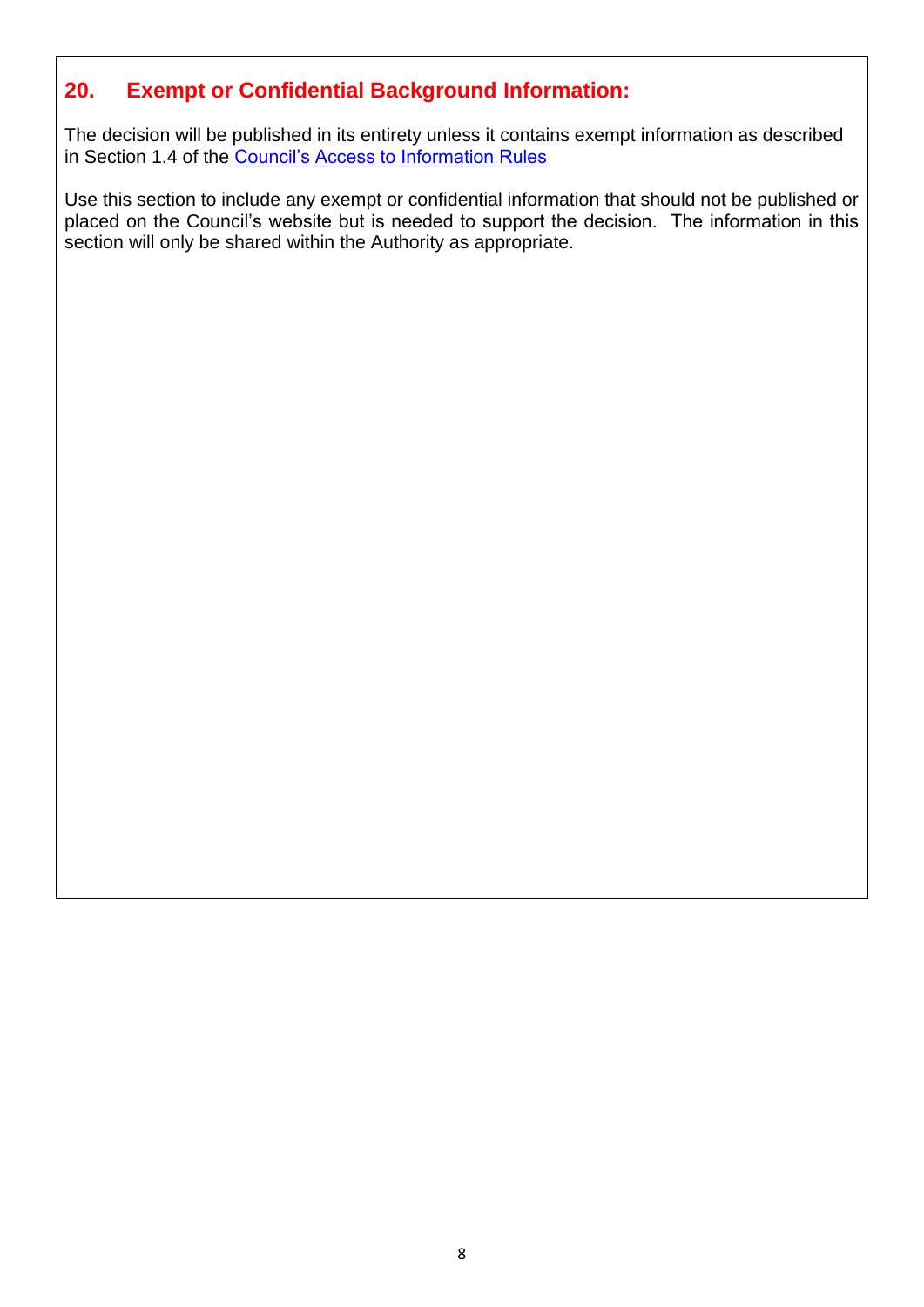## 20. Exempt or Confidential Background Information:

The decision will be published in its entirety unless it contains exempt information as described in Section 1.4 of the Council's Access to Information Rules

Use this section to include any exempt or confidential information that should not be published or placed on the Council's website but is needed to support the decision. The information in this section will only be shared within the Authority as appropriate.